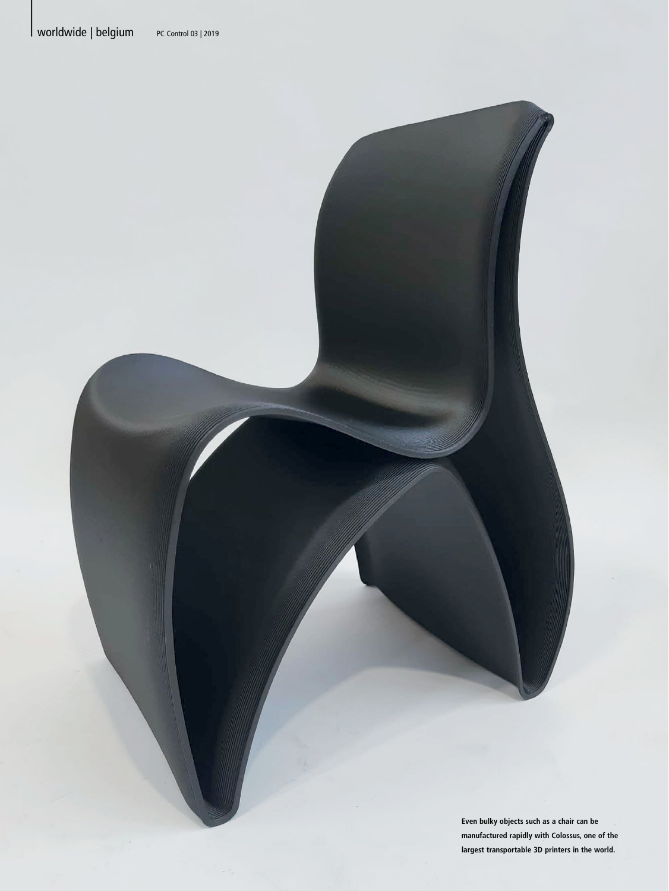Even bulky objects such as a chair can be manufactured rapidly with Colossus, one of the largest transportable 3D printers in the world.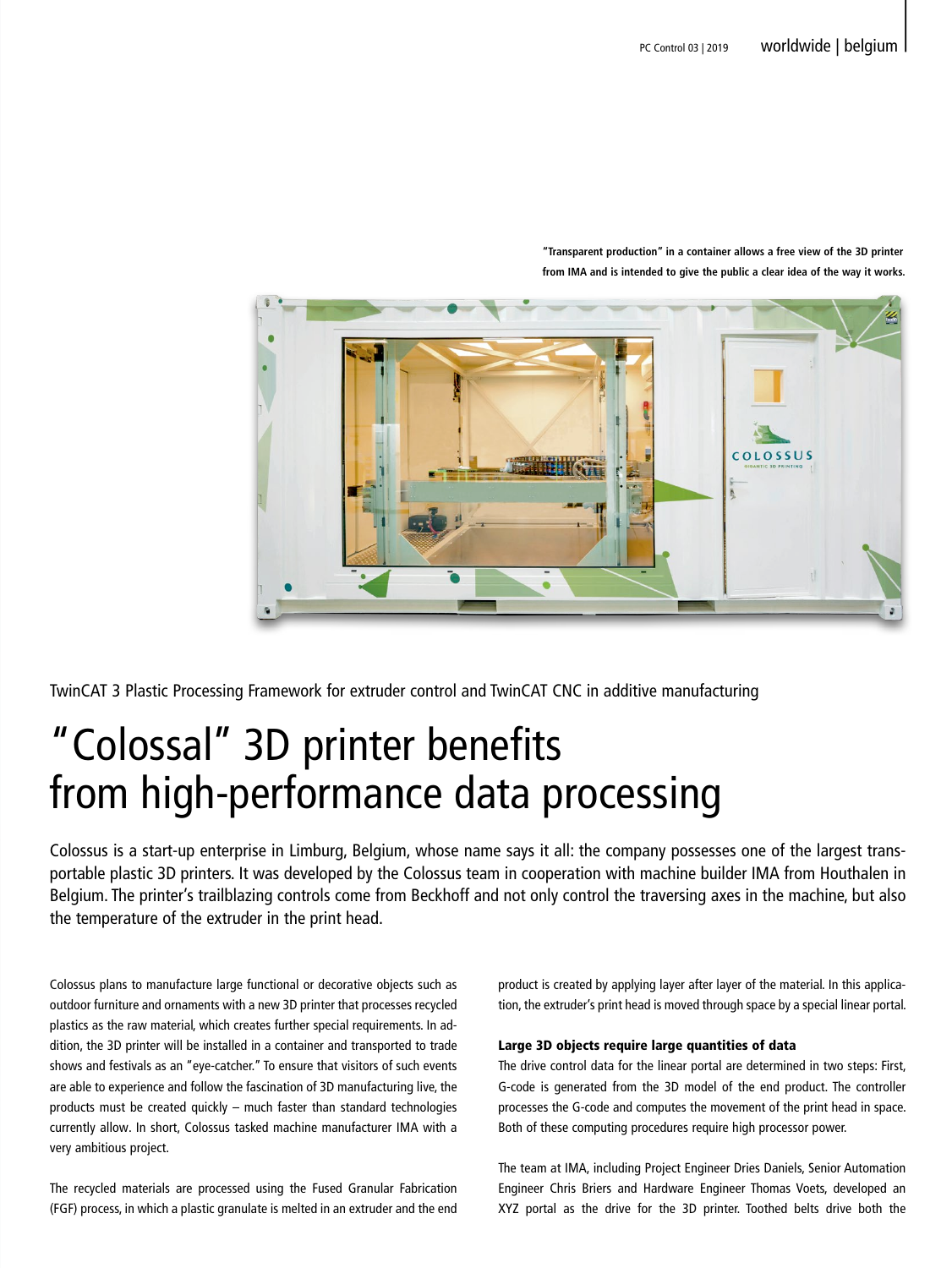"Transparent production" in a container allows a free view of the 3D printer from IMA and is intended to give the public a clear idea of the way it works.

TwinCAT 3 Plastic Processing Framework for extruder control and TwinCAT CNC in additive manufacturing

# "Colossal" 3D printer benefits from high-performance data processing

Colossus is a start-up enterprise in Limburg, Belgium, whose name says it all: the company possesses one of the largest transportable plastic 3D printers. It was developed by the Colossus team in cooperation with machine builder IMA from Houthalen in Belgium. The printer's trailblazing controls come from Beckhoff and not only control the traversing axes in the machine, but also the temperature of the extruder in the print head.

Colossus plans to manufacture large functional or decorative objects such as outdoor furniture and ornaments with a new 3D printer that processes recycled plastics as the raw material, which creates further special requirements. In addition, the 3D printer will be installed in a container and transported to trade shows and festivals as an "eye-catcher." To ensure that visitors of such events are able to experience and follow the fascination of 3D manufacturing live, the products must be created quickly – much faster than standard technologies currently allow. In short, Colossus tasked machine manufacturer IMA with a very ambitious project.

The recycled materials are processed using the Fused Granular Fabrication (FGF) process, in which a plastic granulate is melted in an extruder and the end product is created by applying layer after layer of the material. In this application, the extruder's print head is moved through space by a special linear portal.

### Large 3D objects require large quantities of data

The drive control data for the linear portal are determined in two steps: First, G-code is generated from the 3D model of the end product. The controller processes the G-code and computes the movement of the print head in space. Both of these computing procedures require high processor power.

The team at IMA, including Project Engineer Dries Daniels, Senior Automation Engineer Chris Briers and Hardware Engineer Thomas Voets, developed an XYZ portal as the drive for the 3D printer. Toothed belts drive both the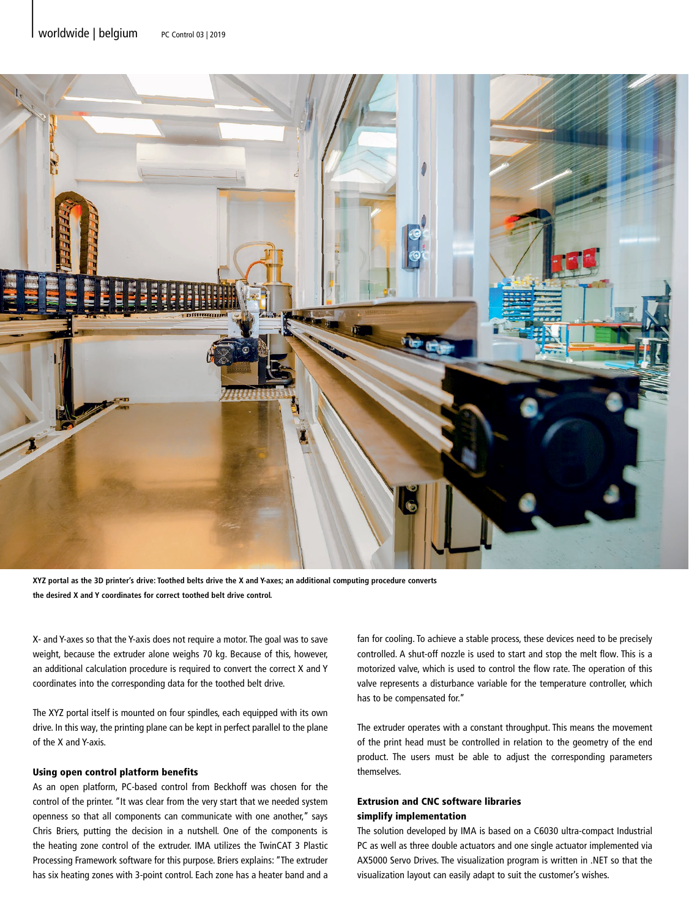XYZ portal as the 3D printer's drive: Toothed belts drive the X and Y-axes; an additional computing procedure converts the desired X and Y coordinates for correct toothed belt drive control.

X- and Y-axes so that the Y-axis does not require a motor. The goal was to save weight, because the extruder alone weighs 70 kg. Because of this, however, an additional calculation procedure is required to convert the correct X and Y coordinates into the corresponding data for the toothed belt drive.

The XYZ portal itself is mounted on four spindles, each equipped with its own drive. In this way, the printing plane can be kept in perfect parallel to the plane of the X and Y-axis.

### Using open control platform benefits

As an open platform, PC-based control from Beckhoff was chosen for the control of the printer. "It was clear from the very start that we needed system openness so that all components can communicate with one another," says Chris Briers, putting the decision in a nutshell. One of the components is the heating zone control of the extruder. IMA utilizes the TwinCAT 3 Plastic Processing Framework software for this purpose. Briers explains: "The extruder has six heating zones with 3-point control. Each zone has a heater band and a fan for cooling. To achieve a stable process, these devices need to be precisely controlled. A shut-off nozzle is used to start and stop the melt flow. This is a motorized valve, which is used to control the flow rate. The operation of this valve represents a disturbance variable for the temperature controller, which has to be compensated for."

The extruder operates with a constant throughput. This means the movement of the print head must be controlled in relation to the geometry of the end product. The users must be able to adjust the corresponding parameters themselves.

### Extrusion and CNC software libraries simplify implementation

The solution developed by IMA is based on a C6030 ultra-compact Industrial PC as well as three double actuators and one single actuator implemented via AX5000 Servo Drives. The visualization program is written in .NET so that the visualization layout can easily adapt to suit the customer's wishes.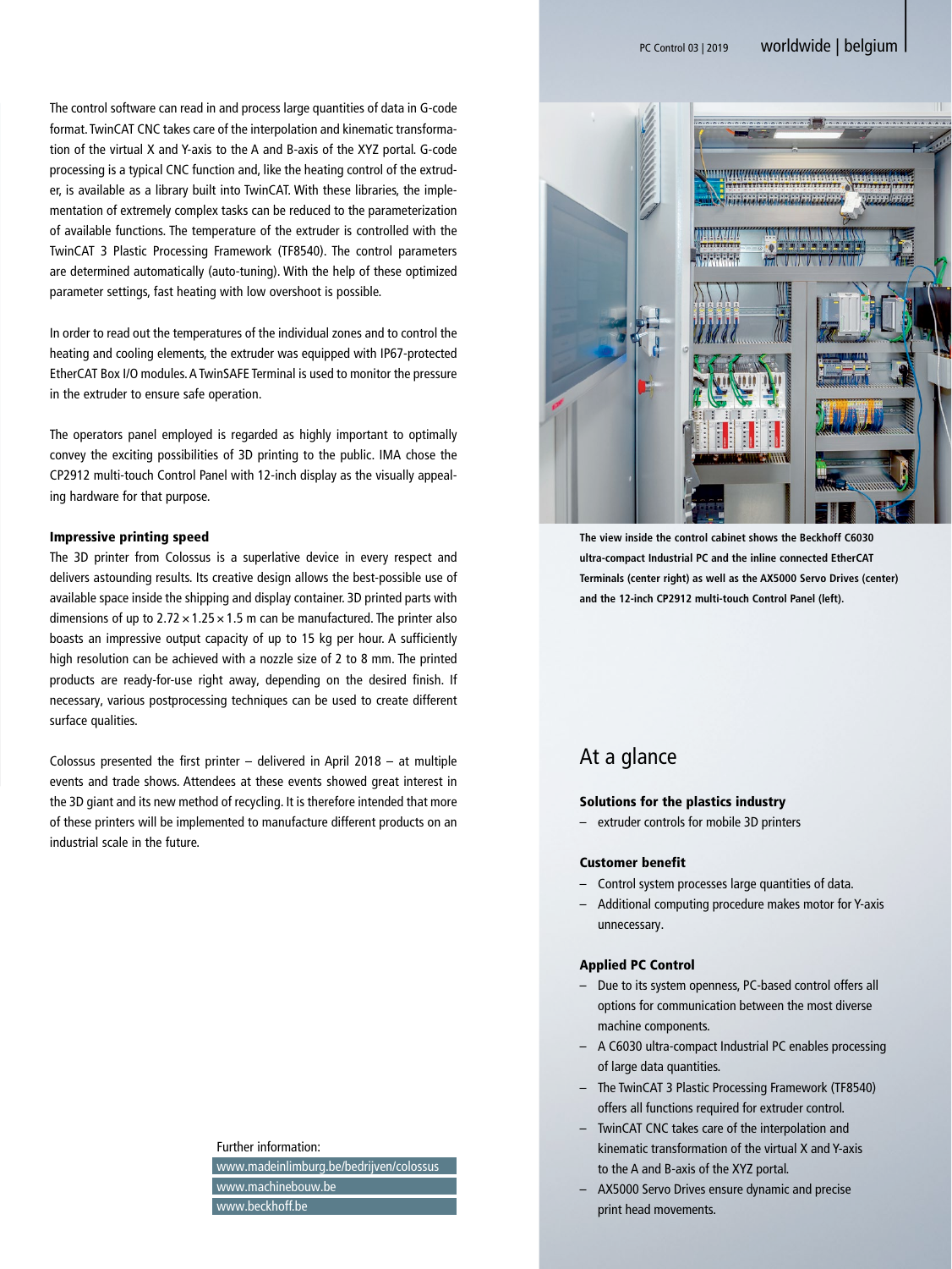The control software can read in and process large quantities of data in G-code format. TwinCAT CNC takes care of the interpolation and kinematic transformation of the virtual X and Y-axis to the A and B-axis of the XYZ portal. G-code processing is a typical CNC function and, like the heating control of the extruder, is available as a library built into TwinCAT. With these libraries, the implementation of extremely complex tasks can be reduced to the parameterization of available functions. The temperature of the extruder is controlled with the TwinCAT 3 Plastic Processing Framework (TF8540). The control parameters are determined automatically (auto-tuning). With the help of these optimized parameter settings, fast heating with low overshoot is possible.

In order to read out the temperatures of the individual zones and to control the heating and cooling elements, the extruder was equipped with IP67-protected EtherCAT Box I/O modules. A TwinSAFE Terminal is used to monitor the pressure in the extruder to ensure safe operation.

The operators panel employed is regarded as highly important to optimally convey the exciting possibilities of 3D printing to the public. IMA chose the CP2912 multi-touch Control Panel with 12-inch display as the visually appealing hardware for that purpose.

**Impressive printing speed**

The 3D printer from Colossus is a superlative device in every respect and delivers astounding results. Its creative design allows the best-possible use of available space inside the shipping and display container. 3D printed parts with dimensions of up to 2.72 × 1.25 × 1.5 m can be manufactured. The printer also boasts an impressive output capacity of up to 15 kg per hour. A sufficiently high resolution can be achieved with a nozzle size of 2 to 8 mm. The printed products are ready-for-use right away, depending on the desired finish. If necessary, various postprocessing techniques can be used to create different surface qualities.

Colossus presented the first printer – delivered in April 2018 – at multiple events and trade shows. Attendees at these events showed great interest in the 3D giant and its new method of recycling. It is therefore intended that more of these printers will be implemented to manufacture different products on an industrial scale in the future.

Further information:
www.madeinlimburg.be/bedrijven/colossus
www.machinebouw.be
www.beckhoff.be

**The view inside the control cabinet shows the Beckhoff C6030 ultra-compact Industrial PC and the inline connected EtherCAT Terminals (center right) as well as the AX5000 Servo Drives (center) and the 12-inch CP2912 multi-touch Control Panel (left).**

## At a glance

**Solutions for the plastics industry**

– extruder controls for mobile 3D printers

**Customer benefit**

– Control system processes large quantities of data.
– Additional computing procedure makes motor for Y-axis unnecessary.

**Applied PC Control**

– Due to its system openness, PC-based control offers all options for communication between the most diverse machine components.
– A C6030 ultra-compact Industrial PC enables processing of large data quantities.
– The TwinCAT 3 Plastic Processing Framework (TF8540) offers all functions required for extruder control.
– TwinCAT CNC takes care of the interpolation and kinematic transformation of the virtual X and Y-axis to the A and B-axis of the XYZ portal.
– AX5000 Servo Drives ensure dynamic and precise print head movements.